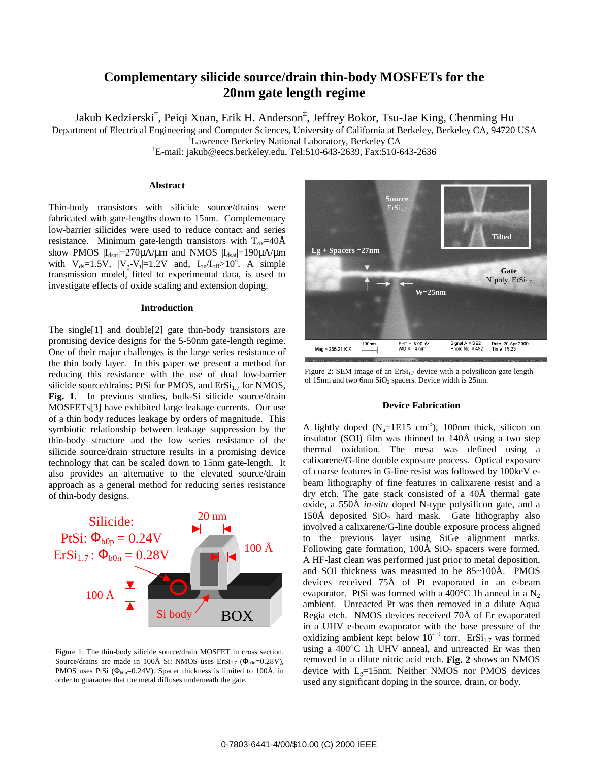# Complementary silicide source/drain thin-body MOSFETs for the 20nm gate length regime

Jakub Kedzierski[†], Peiqi Xuan, Erik H. Anderson[‡], Jeffrey Bokor, Tsu-Jae King, Chenming Hu

Department of Electrical Engineering and Computer Sciences, University of California at Berkeley, Berkeley CA, 94720 USA

[‡]Lawrence Berkeley National Laboratory, Berkeley CA

[†]E-mail: jakub@eecs.berkeley.edu, Tel:510-643-2639, Fax:510-643-2636

## Abstract

Thin-body transistors with silicide source/drains were fabricated with gate-lengths down to 15nm. Complementary low-barrier silicides were used to reduce contact and series resistance. Minimum gate-length transistors with $T_{ox}$=40Å show PMOS $|I_{dsat}|$=270µA/µm and NMOS $|I_{dsat}|$=190µA/µm with $V_{ds}$=1.5V, $|V_g-V_t|$=1.2V and, $I_{on}/I_{off}>10^4$. A simple transmission model, fitted to experimental data, is used to investigate effects of oxide scaling and extension doping.

## Introduction

The single[1] and double[2] gate thin-body transistors are promising device designs for the 5-50nm gate-length regime. One of their major challenges is the large series resistance of the thin body layer. In this paper we present a method for reducing this resistance with the use of dual low-barrier silicide source/drains: PtSi for PMOS, and $ErSi_{1.7}$ for NMOS, **Fig. 1**. In previous studies, bulk-Si silicide source/drain MOSFETs[3] have exhibited large leakage currents. Our use of a thin body reduces leakage by orders of magnitude. This symbiotic relationship between leakage suppression by the thin-body structure and the low series resistance of the silicide source/drain structure results in a promising device technology that can be scaled down to 15nm gate-length. It also provides an alternative to the elevated source/drain approach as a general method for reducing series resistance of thin-body designs.

Silicide:
PtSi: $\Phi_{b0p}$ = 0.24V
$ErSi_{1.7}$ : $\Phi_{b0n}$ = 0.28V
20 nm
100 Å
100 Å
Si body
BOX

Figure 1: The thin-body silicide source/drain MOSFET in cross section. Source/drains are made in 100Å Si: NMOS uses $ErSi_{1.7}$ ($\Phi_{b0n}$=0.28V), PMOS uses PtSi ($\Phi_{b0p}$=0.24V). Spacer thickness is limited to 100Å, in order to guarantee that the metal diffuses underneath the gate.

Source $ErSi_{1.7}$
Tilted
Lg + Spacers =27nm
Gate $N^+$poly, $ErSi_{1.7}$
W=25nm

Figure 2: SEM image of an $ErSi_{1.7}$ device with a polysilicon gate length of 15nm and two 6nm $SiO_2$ spacers. Device width is 25nm.

## Device Fabrication

A lightly doped ($N_a$=1E15 $cm^{-3}$), 100nm thick, silicon on insulator (SOI) film was thinned to 140Å using a two step thermal oxidation. The mesa was defined using a calixarene/G-line double exposure process. Optical exposure of coarse features in G-line resist was followed by 100keV e-beam lithography of fine features in calixarene resist and a dry etch. The gate stack consisted of a 40Å thermal gate oxide, a 550Å *in-situ* doped N-type polysilicon gate, and a 150Å deposited $SiO_2$ hard mask. Gate lithography also involved a calixarene/G-line double exposure process aligned to the previous layer using SiGe alignment marks. Following gate formation, 100Å $SiO_2$ spacers were formed. A HF-last clean was performed just prior to metal deposition, and SOI thickness was measured to be 85~100Å. PMOS devices received 75Å of Pt evaporated in an e-beam evaporator. PtSi was formed with a 400°C 1h anneal in a $N_2$ ambient. Unreacted Pt was then removed in a dilute Aqua Regia etch. NMOS devices received 70Å of Er evaporated in a UHV e-beam evaporator with the base pressure of the oxidizing ambient kept below $10^{-10}$ torr. $ErSi_{1.7}$ was formed using a 400°C 1h UHV anneal, and unreacted Er was then removed in a dilute nitric acid etch. **Fig. 2** shows an NMOS device with $L_g$=15nm. Neither NMOS nor PMOS devices used any significant doping in the source, drain, or body.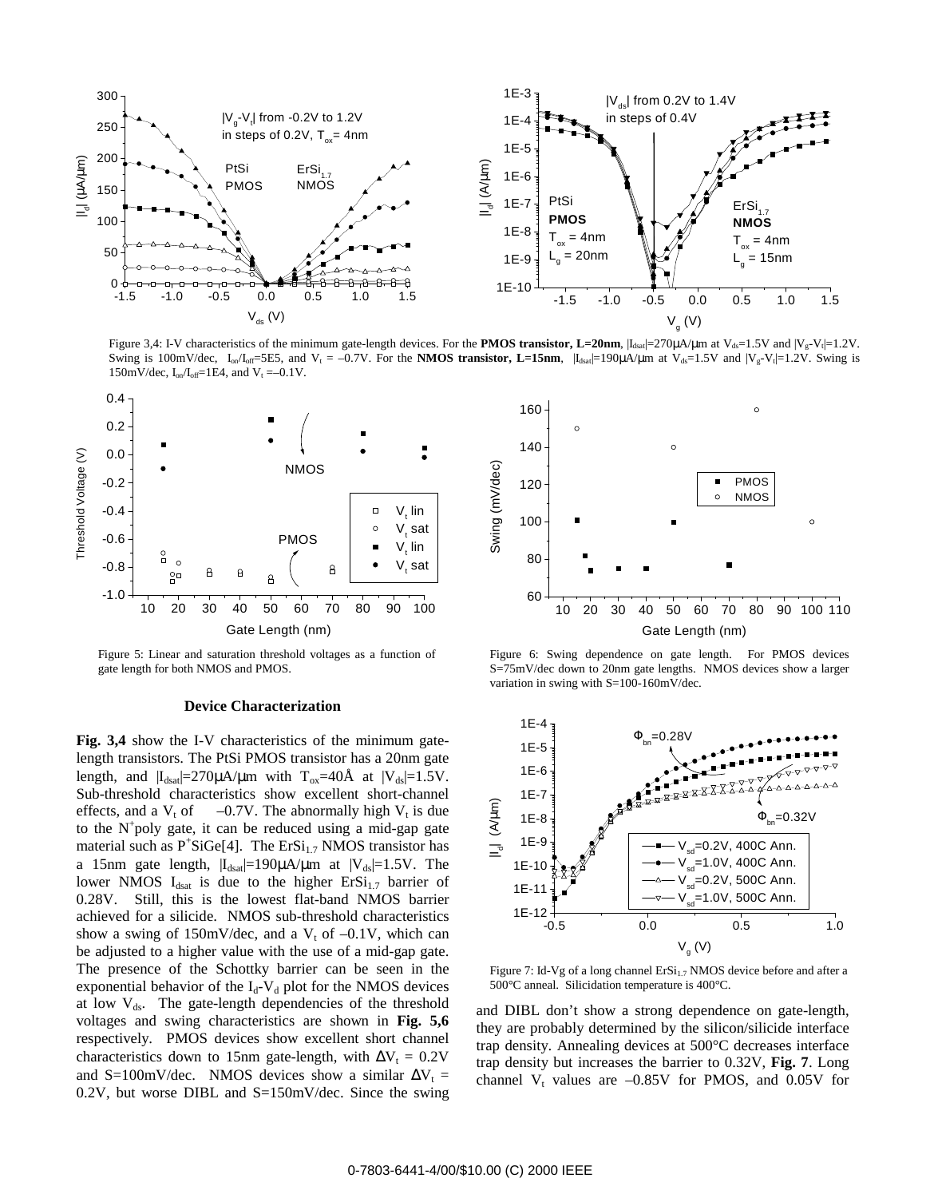Figure 3,4: I-V characteristics of the minimum gate-length devices. For the **PMOS transistor, L=20nm**, $|I_{dsat}|$=270μA/μm at $V_{ds}$=1.5V and $|V_g-V_t|$=1.2V. Swing is 100mV/dec, $I_{on}/I_{off}$=5E5, and $V_t$ = –0.7V. For the **NMOS transistor, L=15nm**, $|I_{dsat}|$=190μA/μm at $V_{ds}$=1.5V and $|V_g-V_t|$=1.2V. Swing is 150mV/dec, $I_{on}/I_{off}$=1E4, and $V_t$ =–0.1V.

Figure 5: Linear and saturation threshold voltages as a function of gate length for both NMOS and PMOS.

Figure 6: Swing dependence on gate length. For PMOS devices S=75mV/dec down to 20nm gate lengths. NMOS devices show a larger variation in swing with S=100-160mV/dec.

### Device Characterization

**Fig. 3,4** show the I-V characteristics of the minimum gate-length transistors. The PtSi PMOS transistor has a 20nm gate length, and $|I_{dsat}|$=270μA/μm with $T_{ox}$=40Å at $|V_{ds}|$=1.5V. Sub-threshold characteristics show excellent short-channel effects, and a $V_t$ of –0.7V. The abnormally high $V_t$ is due to the $N^+$poly gate, it can be reduced using a mid-gap gate material such as $P^+$SiGe[4]. The $ErSi_{1.7}$ NMOS transistor has a 15nm gate length, $|I_{dsat}|$=190μA/μm at $|V_{ds}|$=1.5V. The lower NMOS $I_{dsat}$ is due to the higher $ErSi_{1.7}$ barrier of 0.28V. Still, this is the lowest flat-band NMOS barrier achieved for a silicide. NMOS sub-threshold characteristics show a swing of 150mV/dec, and a $V_t$ of –0.1V, which can be adjusted to a higher value with the use of a mid-gap gate. The presence of the Schottky barrier can be seen in the exponential behavior of the $I_d$-$V_d$ plot for the NMOS devices at low $V_{ds}$. The gate-length dependencies of the threshold voltages and swing characteristics are shown in **Fig. 5,6** respectively. PMOS devices show excellent short channel characteristics down to 15nm gate-length, with $\Delta V_t$ = 0.2V and S=100mV/dec. NMOS devices show a similar $\Delta V_t$ = 0.2V, but worse DIBL and S=150mV/dec. Since the swing and DIBL don't show a strong dependence on gate-length, they are probably determined by the silicon/silicide interface trap density. Annealing devices at 500°C decreases interface trap density but increases the barrier to 0.32V, **Fig. 7**. Long channel $V_t$ values are –0.85V for PMOS, and 0.05V for

Figure 7: Id-Vg of a long channel $ErSi_{1.7}$ NMOS device before and after a 500°C anneal. Silicidation temperature is 400°C.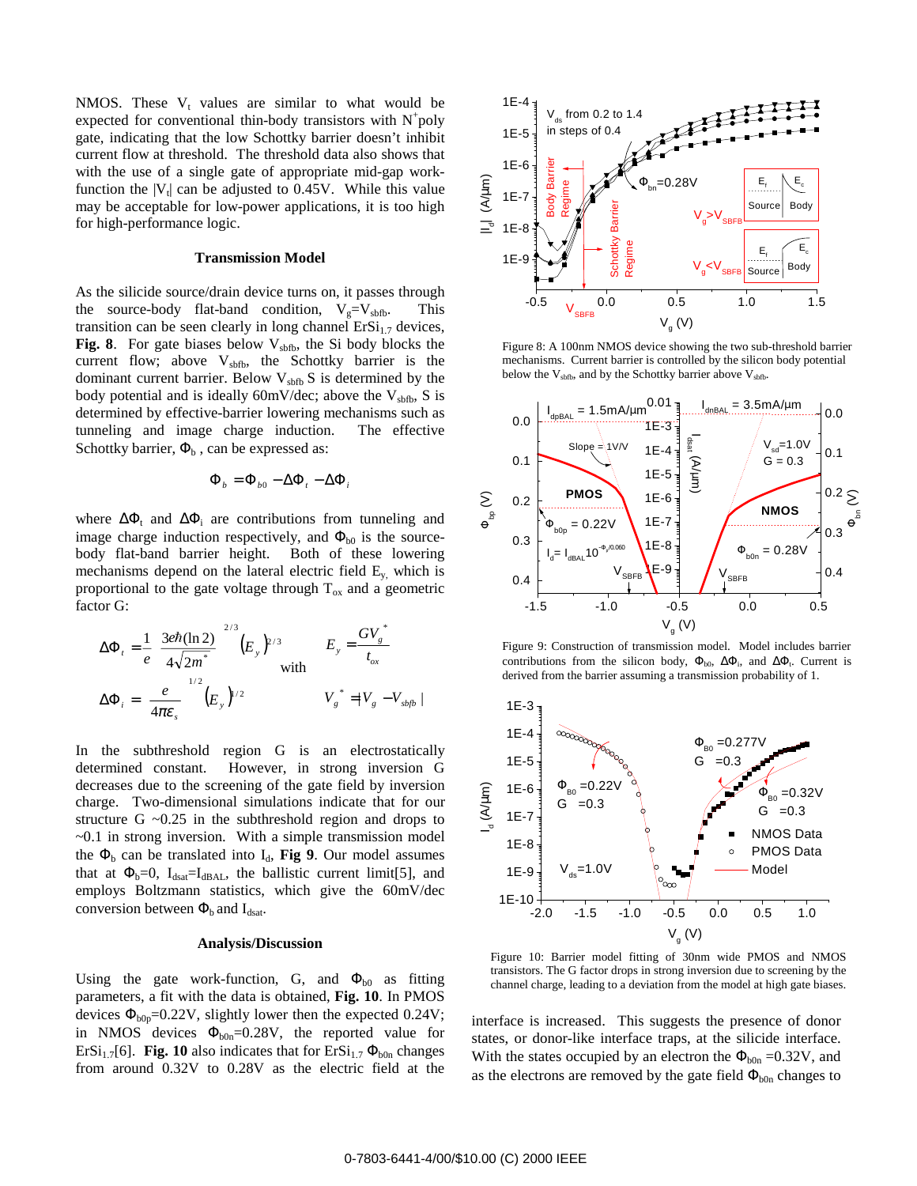NMOS. These $V_t$ values are similar to what would be expected for conventional thin-body transistors with $N^+$poly gate, indicating that the low Schottky barrier doesn't inhibit current flow at threshold. The threshold data also shows that with the use of a single gate of appropriate mid-gap work-function the $|V_t|$ can be adjusted to 0.45V. While this value may be acceptable for low-power applications, it is too high for high-performance logic.

### Transmission Model

As the silicide source/drain device turns on, it passes through the source-body flat-band condition, $V_g=V_{sbfb}$. This transition can be seen clearly in long channel $ErSi_{1.7}$ devices, **Fig. 8**. For gate biases below $V_{sbfb}$, the Si body blocks the current flow; above $V_{sbfb}$, the Schottky barrier is the dominant current barrier. Below $V_{sbfb}$ S is determined by the body potential and is ideally 60mV/dec; above the $V_{sbfb}$, S is determined by effective-barrier lowering mechanisms such as tunneling and image charge induction. The effective Schottky barrier, $\Phi_b$ , can be expressed as:

$$\Phi_b = \Phi_{b0} - \Delta\Phi_t - \Delta\Phi_i$$

where $\Delta\Phi_t$ and $\Delta\Phi_i$ are contributions from tunneling and image charge induction respectively, and $\Phi_{b0}$ is the source-body flat-band barrier height. Both of these lowering mechanisms depend on the lateral electric field $E_y$, which is proportional to the gate voltage through $T_{ox}$ and a geometric factor G:

$$\Delta\Phi_t = \frac{1}{e}\left(\frac{3e\hbar(\ln 2)}{4\sqrt{2m^*}}\right)^{2/3}(E_y)^{2/3} \qquad \text{with} \qquad E_y = \frac{GV_g^*}{t_{ox}}$$

$$\Delta\Phi_i = \left(\frac{e}{4\pi\varepsilon_s}\right)^{1/2}(E_y)^{1/2} \qquad\qquad V_g^* = |V_g - V_{sbfb}|$$

In the subthreshold region G is an electrostatically determined constant. However, in strong inversion G decreases due to the screening of the gate field by inversion charge. Two-dimensional simulations indicate that for our structure G ~0.25 in the subthreshold region and drops to ~0.1 in strong inversion. With a simple transmission model the $\Phi_b$ can be translated into $I_d$, **Fig 9**. Our model assumes that at $\Phi_b=0$, $I_{dsat}=I_{dBAL}$, the ballistic current limit[5], and employs Boltzmann statistics, which give the 60mV/dec conversion between $\Phi_b$ and $I_{dsat}$.

### Analysis/Discussion

Using the gate work-function, G, and $\Phi_{b0}$ as fitting parameters, a fit with the data is obtained, **Fig. 10**. In PMOS devices $\Phi_{b0p}$=0.22V, slightly lower then the expected 0.24V; in NMOS devices $\Phi_{b0n}$=0.28V, the reported value for $ErSi_{1.7}$[6]. **Fig. 10** also indicates that for $ErSi_{1.7}$ $\Phi_{b0n}$ changes from around 0.32V to 0.28V as the electric field at the interface is increased. This suggests the presence of donor states, or donor-like interface traps, at the silicide interface. With the states occupied by an electron the $\Phi_{b0n}$ =0.32V, and as the electrons are removed by the gate field $\Phi_{b0n}$ changes to

Figure 8: A 100nm NMOS device showing the two sub-threshold barrier mechanisms. Current barrier is controlled by the silicon body potential below the $V_{sbfb}$, and by the Schottky barrier above $V_{sbfb}$.

Figure 9: Construction of transmission model. Model includes barrier contributions from the silicon body, $\Phi_{b0}$, $\Delta\Phi_i$, and $\Delta\Phi_t$. Current is derived from the barrier assuming a transmission probability of 1.

Figure 10: Barrier model fitting of 30nm wide PMOS and NMOS transistors. The G factor drops in strong inversion due to screening by the channel charge, leading to a deviation from the model at high gate biases.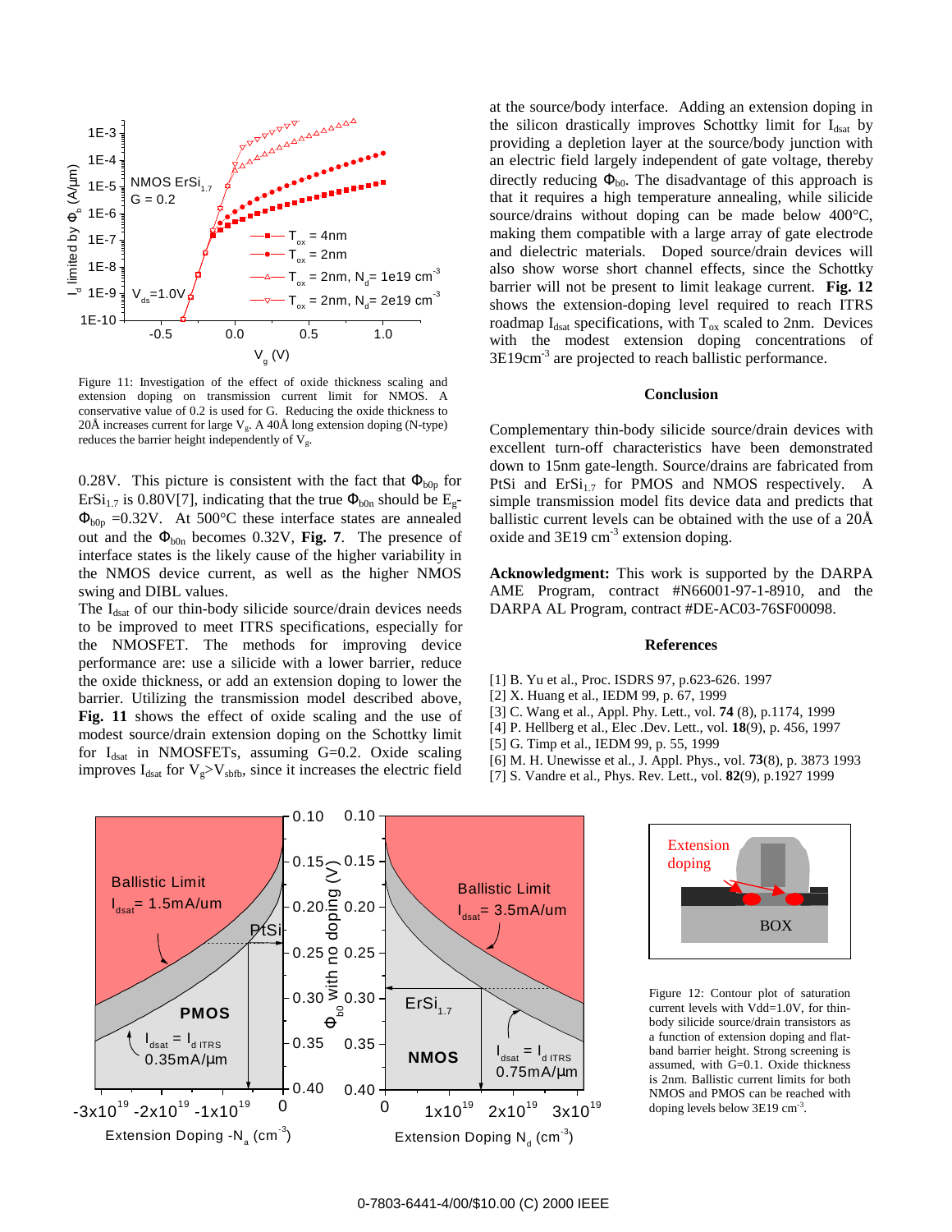1E-3

1E-4

1E-5

1E-6

1E-7

1E-8

1E-9

1E-10

$I_d$ limited by $\Phi_b$ (A/μm)

NMOS $ErSi_{1.7}$

G = 0.2

$V_{ds}$=1.0V

$T_{ox}$ = 4nm

$T_{ox}$ = 2nm

$T_{ox}$ = 2nm, $N_d$= 1e19 $cm^{-3}$

$T_{ox}$ = 2nm, $N_d$= 2e19 $cm^{-3}$

-0.5 0.0 0.5 1.0

$V_g$ (V)

Figure 11: Investigation of the effect of oxide thickness scaling and extension doping on transmission limit current limit for NMOS. A conservative value of 0.2 is used for G. Reducing the oxide thickness to 20Å increases current for large $V_g$. A 40Å long extension doping (N-type) reduces the barrier height independently of $V_g$.

0.28V. This picture is consistent with the fact that $\Phi_{b0p}$ for $ErSi_{1.7}$ is 0.80V[7], indicating that the true $\Phi_{b0n}$ should be $E_g$-$\Phi_{b0p}$ =0.32V. At 500°C these interface states are annealed out and the $\Phi_{b0n}$ becomes 0.32V, **Fig. 7**. The presence of interface states is the likely cause of the higher variability in the NMOS device current, as well as the higher NMOS swing and DIBL values.

The $I_{dsat}$ of our thin-body silicide source/drain devices needs to be improved to meet ITRS specifications, especially for the NMOSFET. The methods for improving device performance are: use a silicide with a lower barrier, reduce the oxide thickness, or add an extension doping to lower the barrier. Utilizing the transmission model described above, **Fig. 11** shows the effect of oxide scaling and the use of modest source/drain extension doping on the Schottky limit for $I_{dsat}$ in NMOSFETs, assuming G=0.2. Oxide scaling improves $I_{dsat}$ for $V_g$>$V_{sbfb}$, since it increases the electric field at the source/body interface. Adding an extension doping in the silicon drastically improves Schottky limit for $I_{dsat}$ by providing a depletion layer at the source/body junction with an electric field largely independent of gate voltage, thereby directly reducing $\Phi_{b0}$. The disadvantage of this approach is that it requires a high temperature annealing, while silicide source/drains without doping can be made below 400°C, making them compatible with a large array of gate electrode and dielectric materials. Doped source/drain devices will also show worse short channel effects, since the Schottky barrier will not be present to limit leakage current. **Fig. 12** shows the extension-doping level required to reach ITRS roadmap $I_{dsat}$ specifications, with $T_{ox}$ scaled to 2nm. Devices with the modest extension doping concentrations of 3E19$cm^{-3}$ are projected to reach ballistic performance.

## Conclusion

Complementary thin-body silicide source/drain devices with excellent turn-off characteristics have been demonstrated down to 15nm gate-length. Source/drains are fabricated from PtSi and $ErSi_{1.7}$ for PMOS and NMOS respectively. A simple transmission model fits device data and predicts that ballistic current levels can be obtained with the use of a 20Å oxide and 3E19 $cm^{-3}$ extension doping.

**Acknowledgment:** This work is supported by the DARPA AME Program, contract #N66001-97-1-8910, and the DARPA AL Program, contract #DE-AC03-76SF00098.

## References

[1] B. Yu et al., Proc. ISDRS 97, p.623-626. 1997
[2] X. Huang et al., IEDM 99, p. 67, 1999
[3] C. Wang et al., Appl. Phy. Lett., vol. **74** (8), p.1174, 1999
[4] P. Hellberg et al., Elec .Dev. Lett., vol. **18**(9), p. 456, 1997
[5] G. Timp et al., IEDM 99, p. 55, 1999
[6] M. H. Unewisse et al., J. Appl. Phys., vol. **73**(8), p. 3873 1993
[7] S. Vandre et al., Phys. Rev. Lett., vol. **82**(9), p.1927 1999

Ballistic Limit

$I_{dsat}$= 1.5mA/um

PtSi

PMOS

$I_{dsat}$ = $I_{d\ ITRS}$

0.35mA/μm

-3x10[19] -2x10[19] -1x10[19] 0

Extension Doping -$N_a$ ($cm^{-3}$)

0.10 0.15 0.20 0.25 0.30 0.35 0.40

$\Phi_{b0}$ with no doping (V)

Ballistic Limit

$I_{dsat}$= 3.5mA/um

$ErSi_{1.7}$

NMOS

$I_{dsat}$ = $I_{d\ ITRS}$

0.75mA/μm

0 1x10[19] 2x10[19] 3x10[19]

Extension Doping $N_d$ ($cm^{-3}$)

Extension doping

BOX

Figure 12: Contour plot of saturation current levels with Vdd=1.0V, for thin-body silicide source/drain transistors as a function of extension doping and flat-band barrier height. Strong screening is assumed, with G=0.1. Oxide thickness is 2nm. Ballistic current limits for both NMOS and PMOS can be reached with doping levels below 3E19 $cm^{-3}$.